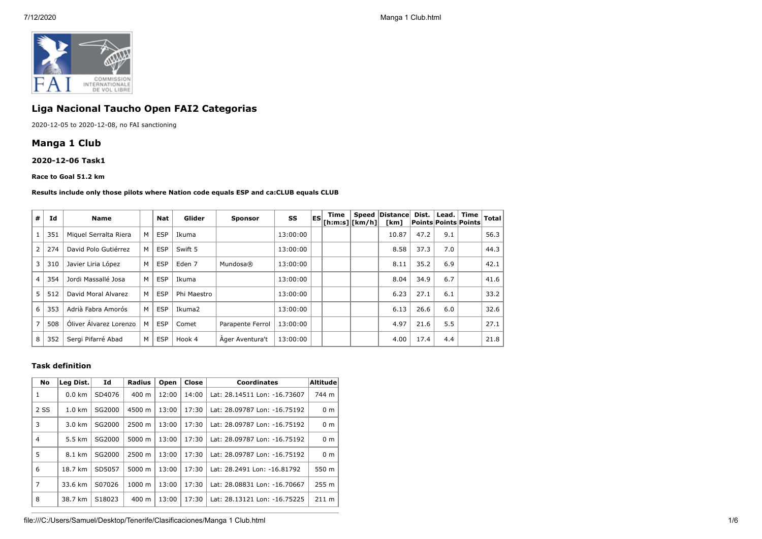# Liga Nacional Taucho Open FAI2 Categorias

2020-12-05 to 2020-12-08, no FAI sanctioning

## Manga 1 Club

### 2020-12-06 Task1

**Race to Goal 51.2 km**

**Results include only those pilots where Nation code equals ESP and ca:CLUB equals CLUB**

| # | Id | Name | | Nat | Glider | Sponsor | SS | ES | Time [h:m:s] | Speed [km/h] | Distance [km] | Dist. Points | Lead. Points | Time Points | Total |
|---|---|---|---|---|---|---|---|---|---|---|---|---|---|---|---|
| 1 | 351 | Miquel Serralta Riera | M | ESP | Ikuma | | 13:00:00 | | | | 10.87 | 47.2 | 9.1 | | 56.3 |
| 2 | 274 | David Polo Gutiérrez | M | ESP | Swift 5 | | 13:00:00 | | | | 8.58 | 37.3 | 7.0 | | 44.3 |
| 3 | 310 | Javier Liria López | M | ESP | Eden 7 | Mundosa® | 13:00:00 | | | | 8.11 | 35.2 | 6.9 | | 42.1 |
| 4 | 354 | Jordi Massallé Josa | M | ESP | Ikuma | | 13:00:00 | | | | 8.04 | 34.9 | 6.7 | | 41.6 |
| 5 | 512 | David Moral Alvarez | M | ESP | Phi Maestro | | 13:00:00 | | | | 6.23 | 27.1 | 6.1 | | 33.2 |
| 6 | 353 | Adrià Fabra Amorós | M | ESP | Ikuma2 | | 13:00:00 | | | | 6.13 | 26.6 | 6.0 | | 32.6 |
| 7 | 508 | Óliver Álvarez Lorenzo | M | ESP | Comet | Parapente Ferrol | 13:00:00 | | | | 4.97 | 21.6 | 5.5 | | 27.1 |
| 8 | 352 | Sergi Pifarré Abad | M | ESP | Hook 4 | Àger Aventura't | 13:00:00 | | | | 4.00 | 17.4 | 4.4 | | 21.8 |

### Task definition

| No | Leg Dist. | Id | Radius | Open | Close | Coordinates | Altitude |
|---|---|---|---|---|---|---|---|
| 1 | 0.0 km | SD4076 | 400 m | 12:00 | 14:00 | Lat: 28.14511 Lon: -16.73607 | 744 m |
| 2 SS | 1.0 km | SG2000 | 4500 m | 13:00 | 17:30 | Lat: 28.09787 Lon: -16.75192 | 0 m |
| 3 | 3.0 km | SG2000 | 2500 m | 13:00 | 17:30 | Lat: 28.09787 Lon: -16.75192 | 0 m |
| 4 | 5.5 km | SG2000 | 5000 m | 13:00 | 17:30 | Lat: 28.09787 Lon: -16.75192 | 0 m |
| 5 | 8.1 km | SG2000 | 2500 m | 13:00 | 17:30 | Lat: 28.09787 Lon: -16.75192 | 0 m |
| 6 | 18.7 km | SD5057 | 5000 m | 13:00 | 17:30 | Lat: 28.2491 Lon: -16.81792 | 550 m |
| 7 | 33.6 km | S07026 | 1000 m | 13:00 | 17:30 | Lat: 28.08831 Lon: -16.70667 | 255 m |
| 8 | 38.7 km | S18023 | 400 m | 13:00 | 17:30 | Lat: 28.13121 Lon: -16.75225 | 211 m |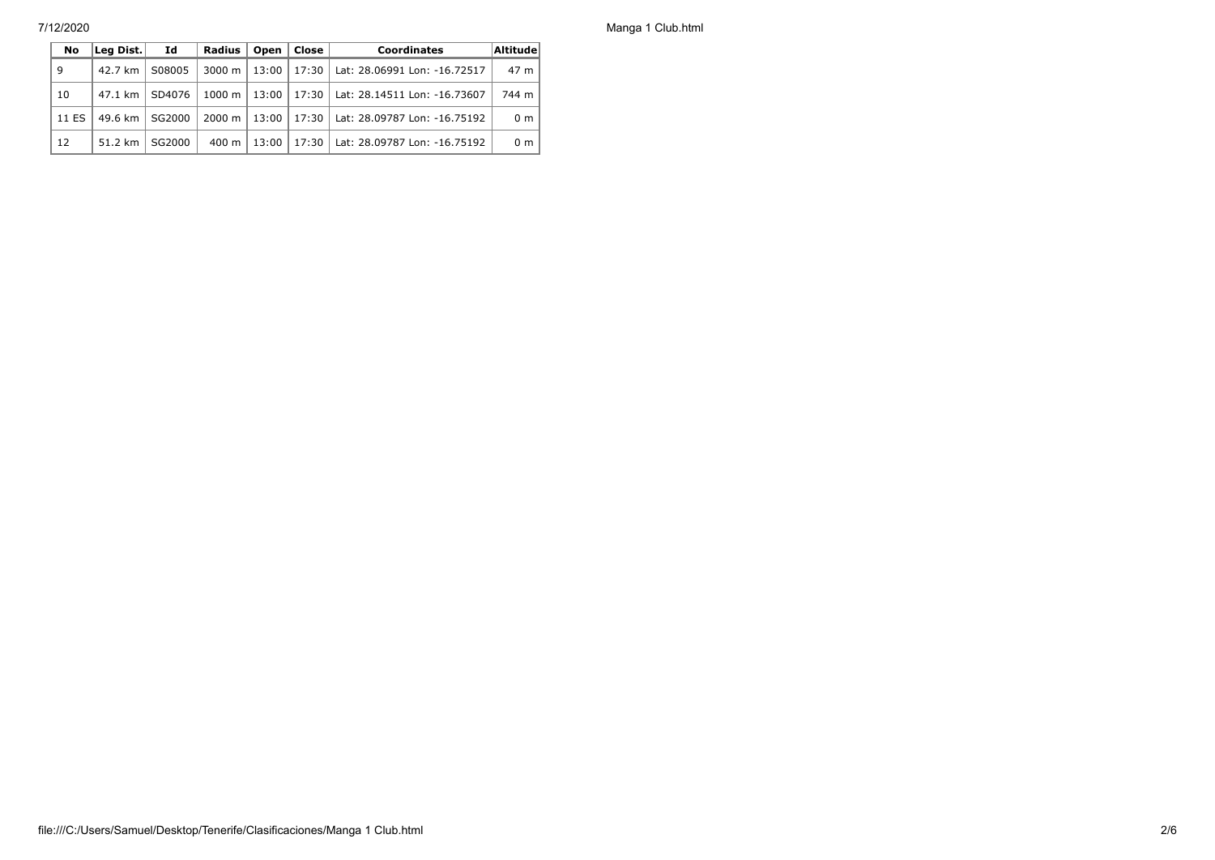| No | Leg Dist. | Id | Radius | Open | Close | Coordinates | Altitude |
|---|---|---|---|---|---|---|---|
| 9 | 42.7 km | S08005 | 3000 m | 13:00 | 17:30 | Lat: 28.06991 Lon: -16.72517 | 47 m |
| 10 | 47.1 km | SD4076 | 1000 m | 13:00 | 17:30 | Lat: 28.14511 Lon: -16.73607 | 744 m |
| 11 ES | 49.6 km | SG2000 | 2000 m | 13:00 | 17:30 | Lat: 28.09787 Lon: -16.75192 | 0 m |
| 12 | 51.2 km | SG2000 | 400 m | 13:00 | 17:30 | Lat: 28.09787 Lon: -16.75192 | 0 m |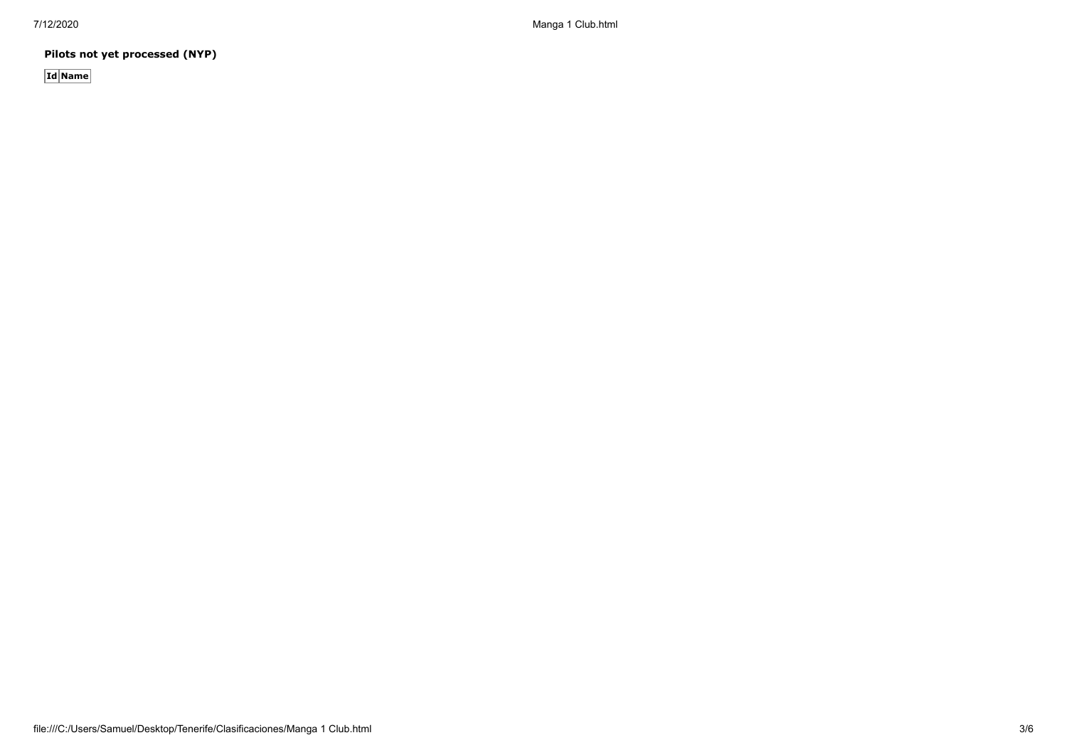**Pilots not yet processed (NYP)**

| Id | Name |
|---|---|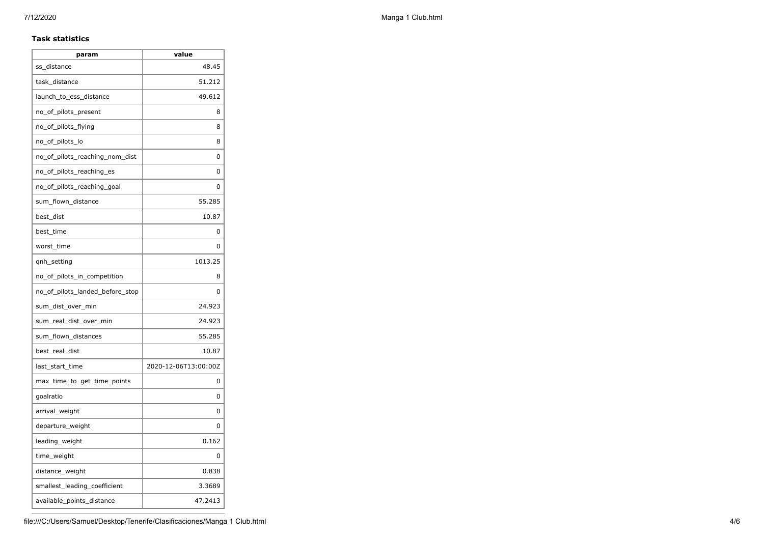### Task statistics

| param | value |
|---|---|
| ss_distance | 48.45 |
| task_distance | 51.212 |
| launch_to_ess_distance | 49.612 |
| no_of_pilots_present | 8 |
| no_of_pilots_flying | 8 |
| no_of_pilots_lo | 8 |
| no_of_pilots_reaching_nom_dist | 0 |
| no_of_pilots_reaching_es | 0 |
| no_of_pilots_reaching_goal | 0 |
| sum_flown_distance | 55.285 |
| best_dist | 10.87 |
| best_time | 0 |
| worst_time | 0 |
| qnh_setting | 1013.25 |
| no_of_pilots_in_competition | 8 |
| no_of_pilots_landed_before_stop | 0 |
| sum_dist_over_min | 24.923 |
| sum_real_dist_over_min | 24.923 |
| sum_flown_distances | 55.285 |
| best_real_dist | 10.87 |
| last_start_time | 2020-12-06T13:00:00Z |
| max_time_to_get_time_points | 0 |
| goalratio | 0 |
| arrival_weight | 0 |
| departure_weight | 0 |
| leading_weight | 0.162 |
| time_weight | 0 |
| distance_weight | 0.838 |
| smallest_leading_coefficient | 3.3689 |
| available_points_distance | 47.2413 |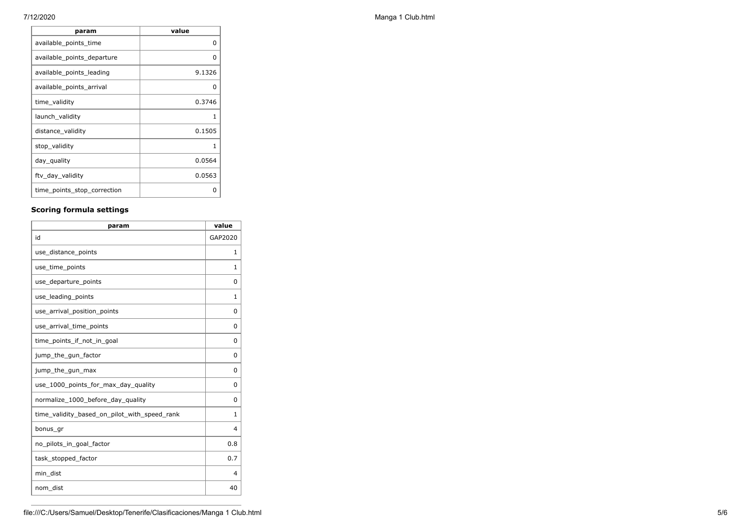| param | value |
| --- | --- |
| available_points_time | 0 |
| available_points_departure | 0 |
| available_points_leading | 9.1326 |
| available_points_arrival | 0 |
| time_validity | 0.3746 |
| launch_validity | 1 |
| distance_validity | 0.1505 |
| stop_validity | 1 |
| day_quality | 0.0564 |
| ftv_day_validity | 0.0563 |
| time_points_stop_correction | 0 |

### Scoring formula settings

| param | value |
| --- | --- |
| id | GAP2020 |
| use_distance_points | 1 |
| use_time_points | 1 |
| use_departure_points | 0 |
| use_leading_points | 1 |
| use_arrival_position_points | 0 |
| use_arrival_time_points | 0 |
| time_points_if_not_in_goal | 0 |
| jump_the_gun_factor | 0 |
| jump_the_gun_max | 0 |
| use_1000_points_for_max_day_quality | 0 |
| normalize_1000_before_day_quality | 0 |
| time_validity_based_on_pilot_with_speed_rank | 1 |
| bonus_gr | 4 |
| no_pilots_in_goal_factor | 0.8 |
| task_stopped_factor | 0.7 |
| min_dist | 4 |
| nom_dist | 40 |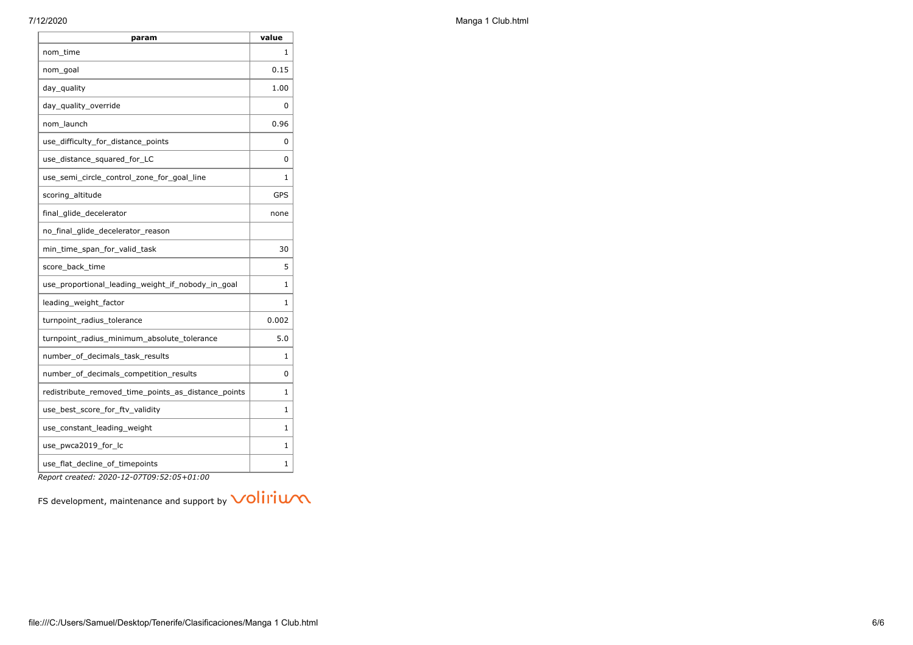| param | value |
|---|---|
| nom_time | 1 |
| nom_goal | 0.15 |
| day_quality | 1.00 |
| day_quality_override | 0 |
| nom_launch | 0.96 |
| use_difficulty_for_distance_points | 0 |
| use_distance_squared_for_LC | 0 |
| use_semi_circle_control_zone_for_goal_line | 1 |
| scoring_altitude | GPS |
| final_glide_decelerator | none |
| no_final_glide_decelerator_reason | |
| min_time_span_for_valid_task | 30 |
| score_back_time | 5 |
| use_proportional_leading_weight_if_nobody_in_goal | 1 |
| leading_weight_factor | 1 |
| turnpoint_radius_tolerance | 0.002 |
| turnpoint_radius_minimum_absolute_tolerance | 5.0 |
| number_of_decimals_task_results | 1 |
| number_of_decimals_competition_results | 0 |
| redistribute_removed_time_points_as_distance_points | 1 |
| use_best_score_for_ftv_validity | 1 |
| use_constant_leading_weight | 1 |
| use_pwca2019_for_lc | 1 |
| use_flat_decline_of_timepoints | 1 |

*Report created: 2020-12-07T09:52:05+01:00*

FS development, maintenance and support by volirium